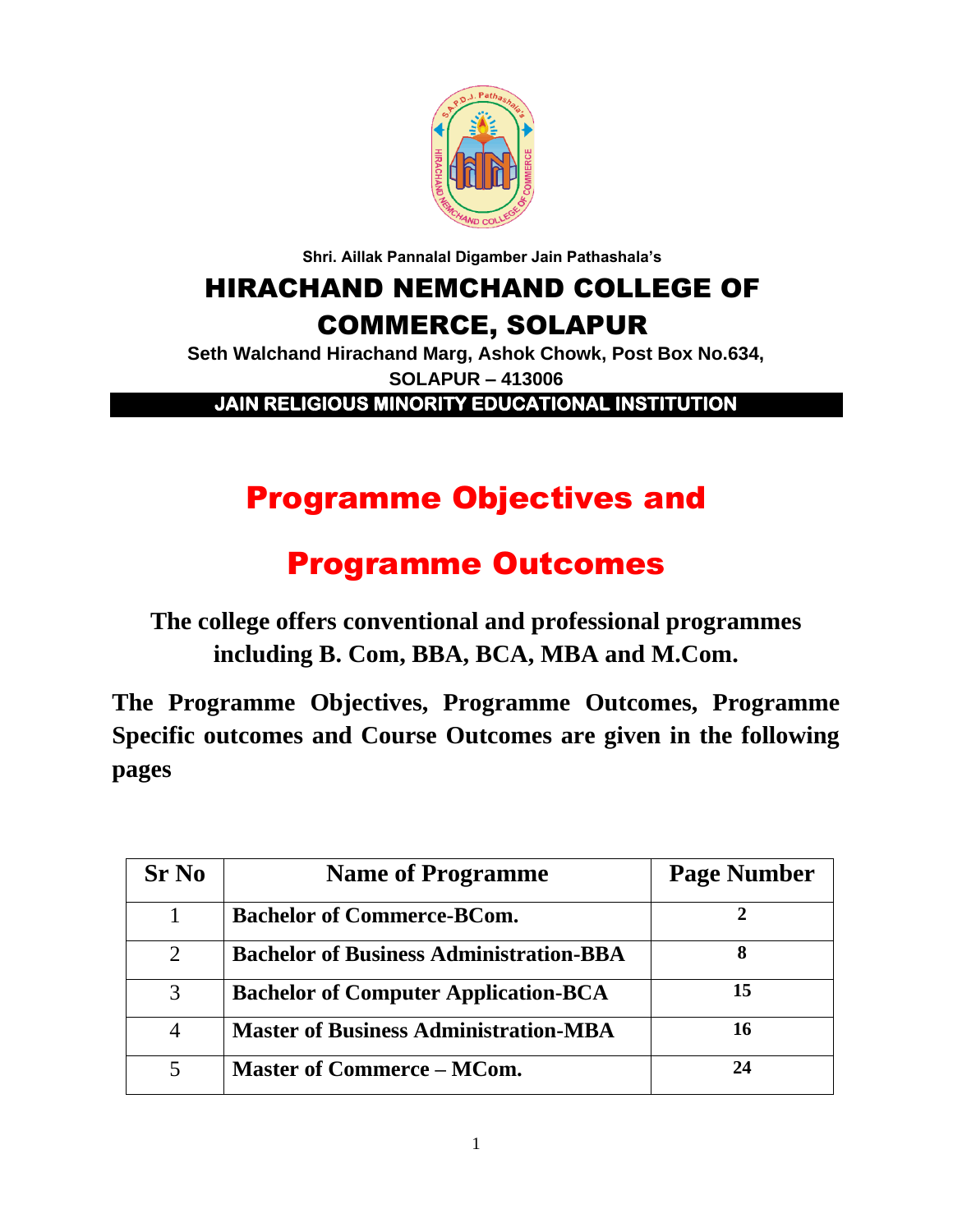Shri. Aillak Pannalal Digamber Jain Pathashala's

# HIRACHAND NEMCHAND COLLEGE OF COMMERCE, SOLAPUR

**Seth Walchand Hirachand Marg, Ashok Chowk, Post Box No.634, SOLAPUR – 413006**

**JAIN RELIGIOUS MINORITY EDUCATIONAL INSTITUTION**

# Programme Objectives and Programme Outcomes

**The college offers conventional and professional programmes including B. Com, BBA, BCA, MBA and M.Com.**

**The Programme Objectives, Programme Outcomes, Programme Specific outcomes and Course Outcomes are given in the following pages**

| Sr No | Name of Programme | Page Number |
|---|---|---|
| 1 | **Bachelor of Commerce-BCom.** | **2** |
| 2 | **Bachelor of Business Administration-BBA** | **8** |
| 3 | **Bachelor of Computer Application-BCA** | **15** |
| 4 | **Master of Business Administration-MBA** | **16** |
| 5 | **Master of Commerce – MCom.** | **24** |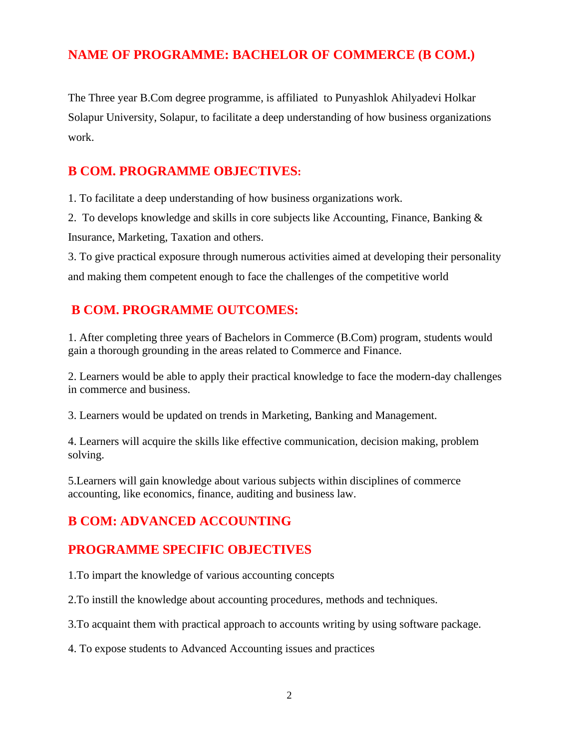## NAME OF PROGRAMME: BACHELOR OF COMMERCE (B COM.)

The Three year B.Com degree programme, is affiliated to Punyashlok Ahilyadevi Holkar Solapur University, Solapur, to facilitate a deep understanding of how business organizations work.

## B COM. PROGRAMME OBJECTIVES:

1. To facilitate a deep understanding of how business organizations work.
2. To develops knowledge and skills in core subjects like Accounting, Finance, Banking & Insurance, Marketing, Taxation and others.
3. To give practical exposure through numerous activities aimed at developing their personality and making them competent enough to face the challenges of the competitive world

## B COM. PROGRAMME OUTCOMES:

1. After completing three years of Bachelors in Commerce (B.Com) program, students would gain a thorough grounding in the areas related to Commerce and Finance.

2. Learners would be able to apply their practical knowledge to face the modern-day challenges in commerce and business.

3. Learners would be updated on trends in Marketing, Banking and Management.

4. Learners will acquire the skills like effective communication, decision making, problem solving.

5.Learners will gain knowledge about various subjects within disciplines of commerce accounting, like economics, finance, auditing and business law.

## B COM: ADVANCED ACCOUNTING

## PROGRAMME SPECIFIC OBJECTIVES

1.To impart the knowledge of various accounting concepts

2.To instill the knowledge about accounting procedures, methods and techniques.

3.To acquaint them with practical approach to accounts writing by using software package.

4. To expose students to Advanced Accounting issues and practices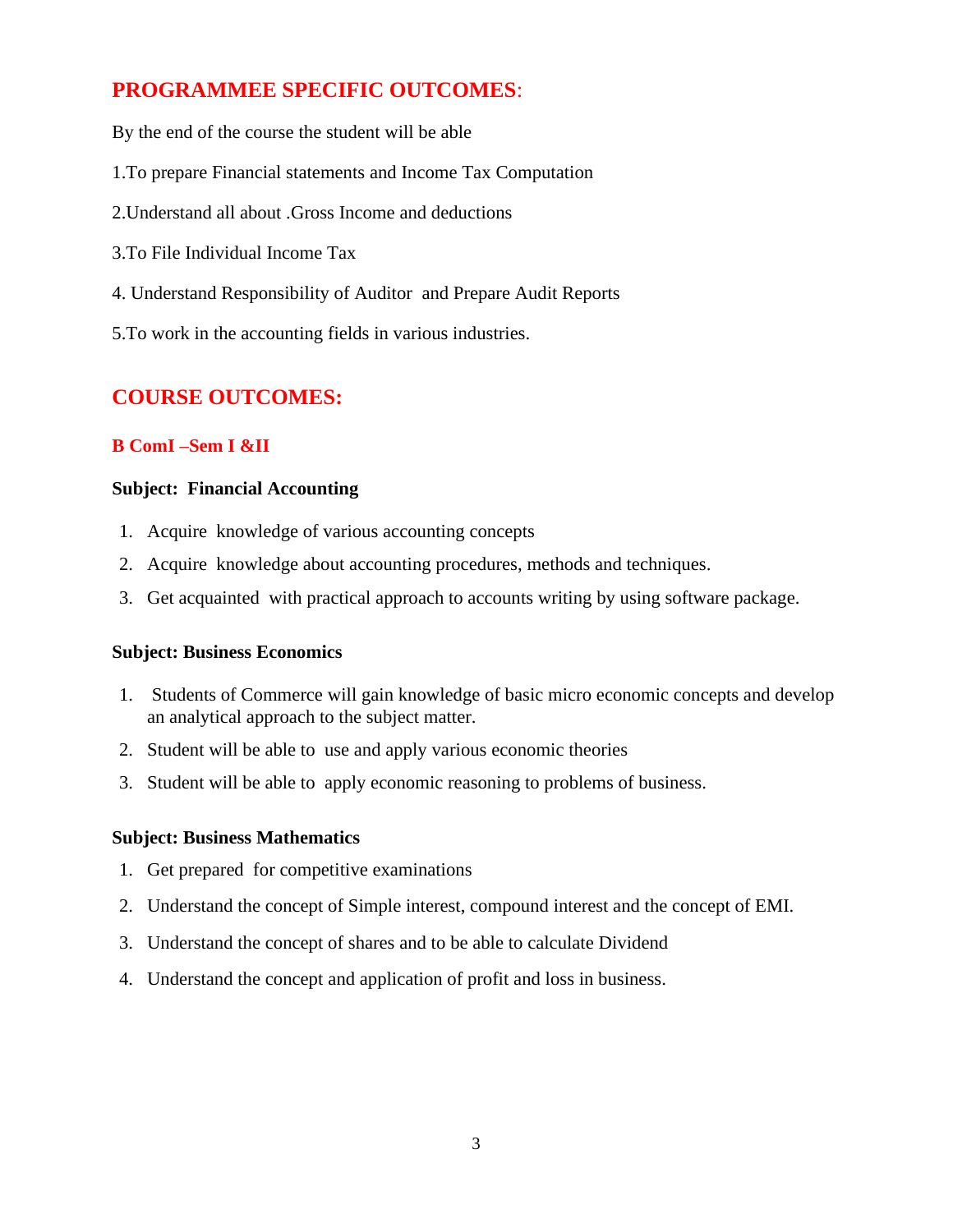## PROGRAMMEE SPECIFIC OUTCOMES:

By the end of the course the student will be able

1.To prepare Financial statements and Income Tax Computation

2.Understand all about .Gross Income and deductions

3.To File Individual Income Tax

4. Understand Responsibility of Auditor and Prepare Audit Reports

5.To work in the accounting fields in various industries.

## COURSE OUTCOMES:

### B ComI –Sem I &II

**Subject: Financial Accounting**

1. Acquire knowledge of various accounting concepts
2. Acquire knowledge about accounting procedures, methods and techniques.
3. Get acquainted with practical approach to accounts writing by using software package.

**Subject: Business Economics**

1. Students of Commerce will gain knowledge of basic micro economic concepts and develop an analytical approach to the subject matter.
2. Student will be able to use and apply various economic theories
3. Student will be able to apply economic reasoning to problems of business.

**Subject: Business Mathematics**

1. Get prepared for competitive examinations
2. Understand the concept of Simple interest, compound interest and the concept of EMI.
3. Understand the concept of shares and to be able to calculate Dividend
4. Understand the concept and application of profit and loss in business.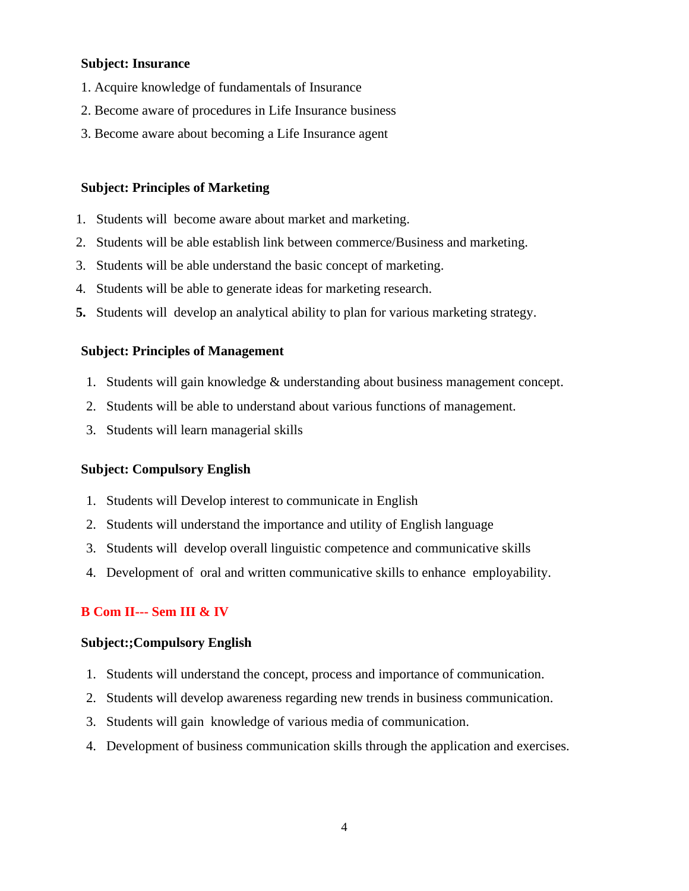**Subject: Insurance**

1. Acquire knowledge of fundamentals of Insurance
2. Become aware of procedures in Life Insurance business
3. Become aware about becoming a Life Insurance agent

**Subject: Principles of Marketing**

1. Students will  become aware about market and marketing.
2. Students will be able establish link between commerce/Business and marketing.
3. Students will be able understand the basic concept of marketing.
4. Students will be able to generate ideas for marketing research.
5. Students will  develop an analytical ability to plan for various marketing strategy.

**Subject: Principles of Management**

1. Students will gain knowledge & understanding about business management concept.
2. Students will be able to understand about various functions of management.
3. Students will learn managerial skills

**Subject: Compulsory English**

1. Students will Develop interest to communicate in English
2. Students will understand the importance and utility of English language
3. Students will  develop overall linguistic competence and communicative skills
4. Development of  oral and written communicative skills to enhance  employability.

**B Com II--- Sem III & IV**

**Subject:;Compulsory English**

1. Students will understand the concept, process and importance of communication.
2. Students will develop awareness regarding new trends in business communication.
3. Students will gain  knowledge of various media of communication.
4. Development of business communication skills through the application and exercises.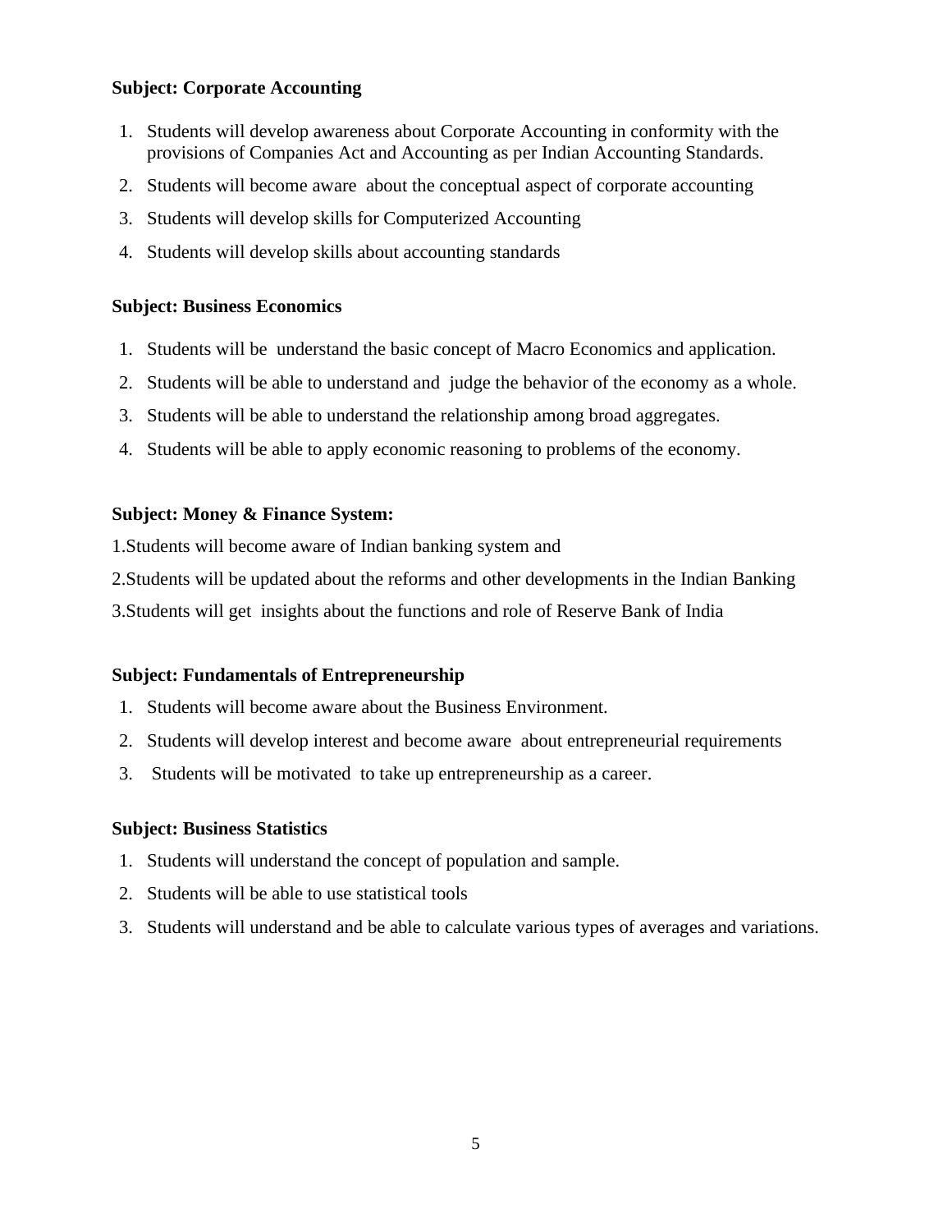**Subject: Corporate Accounting**

1. Students will develop awareness about Corporate Accounting in conformity with the provisions of Companies Act and Accounting as per Indian Accounting Standards.
2. Students will become aware about the conceptual aspect of corporate accounting
3. Students will develop skills for Computerized Accounting
4. Students will develop skills about accounting standards

**Subject: Business Economics**

1. Students will be understand the basic concept of Macro Economics and application.
2. Students will be able to understand and judge the behavior of the economy as a whole.
3. Students will be able to understand the relationship among broad aggregates.
4. Students will be able to apply economic reasoning to problems of the economy.

**Subject: Money & Finance System:**

1.Students will become aware of Indian banking system and

2.Students will be updated about the reforms and other developments in the Indian Banking

3.Students will get insights about the functions and role of Reserve Bank of India

**Subject: Fundamentals of Entrepreneurship**

1. Students will become aware about the Business Environment.
2. Students will develop interest and become aware about entrepreneurial requirements
3. Students will be motivated to take up entrepreneurship as a career.

**Subject: Business Statistics**

1. Students will understand the concept of population and sample.
2. Students will be able to use statistical tools
3. Students will understand and be able to calculate various types of averages and variations.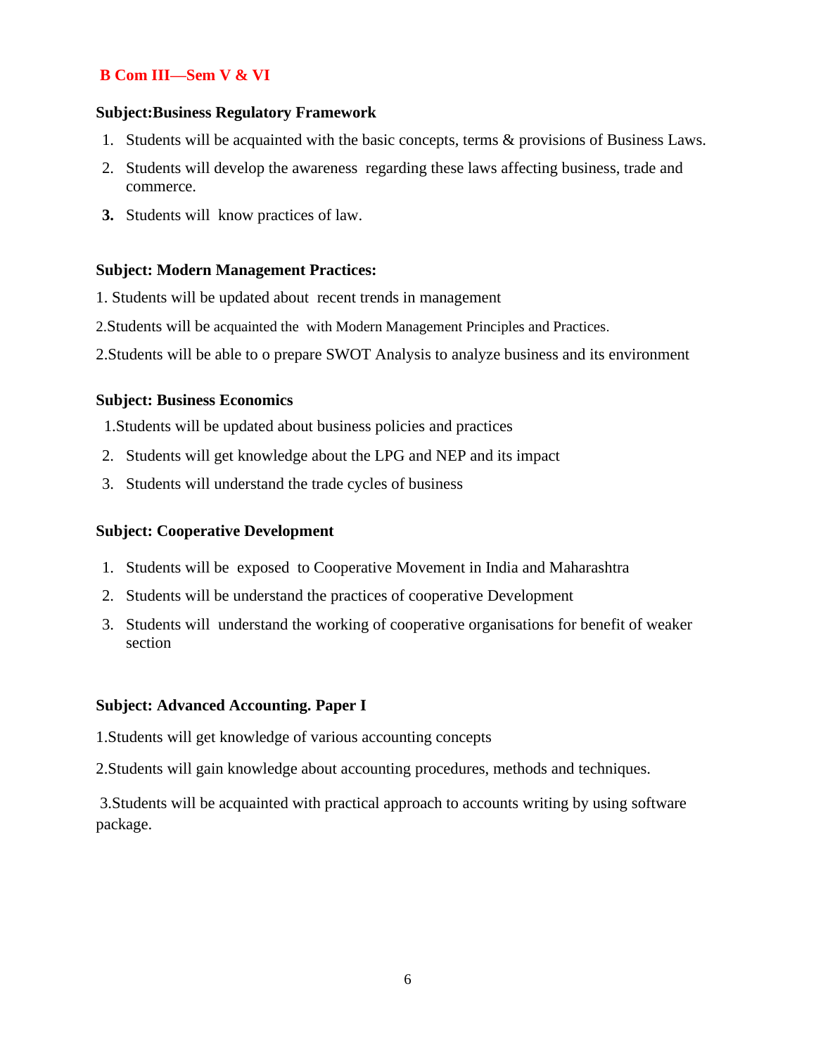## B Com III—Sem V & VI

**Subject:Business Regulatory Framework**

1. Students will be acquainted with the basic concepts, terms & provisions of Business Laws.
2. Students will develop the awareness regarding these laws affecting business, trade and commerce.
3. Students will know practices of law.

**Subject: Modern Management Practices:**

1. Students will be updated about recent trends in management

2.Students will be acquainted the with Modern Management Principles and Practices.

2.Students will be able to o prepare SWOT Analysis to analyze business and its environment

**Subject: Business Economics**

1.Students will be updated about business policies and practices

2. Students will get knowledge about the LPG and NEP and its impact
3. Students will understand the trade cycles of business

**Subject: Cooperative Development**

1. Students will be exposed to Cooperative Movement in India and Maharashtra
2. Students will be understand the practices of cooperative Development
3. Students will understand the working of cooperative organisations for benefit of weaker section

**Subject: Advanced Accounting. Paper I**

1.Students will get knowledge of various accounting concepts

2.Students will gain knowledge about accounting procedures, methods and techniques.

3.Students will be acquainted with practical approach to accounts writing by using software package.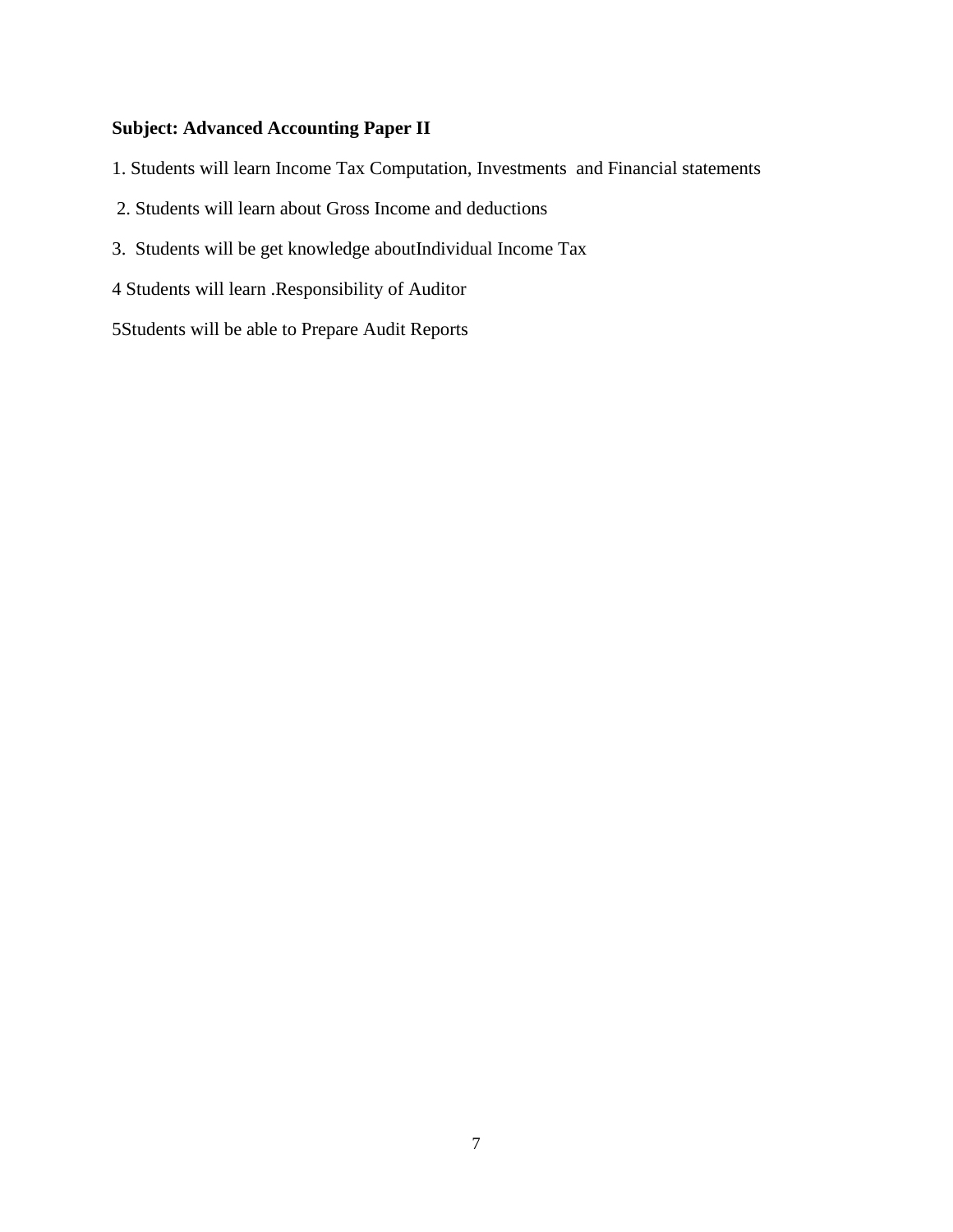**Subject: Advanced Accounting Paper II**

1. Students will learn Income Tax Computation, Investments  and Financial statements

 2. Students will learn about Gross Income and deductions

3.  Students will be get knowledge aboutIndividual Income Tax

4 Students will learn .Responsibility of Auditor

5Students will be able to Prepare Audit Reports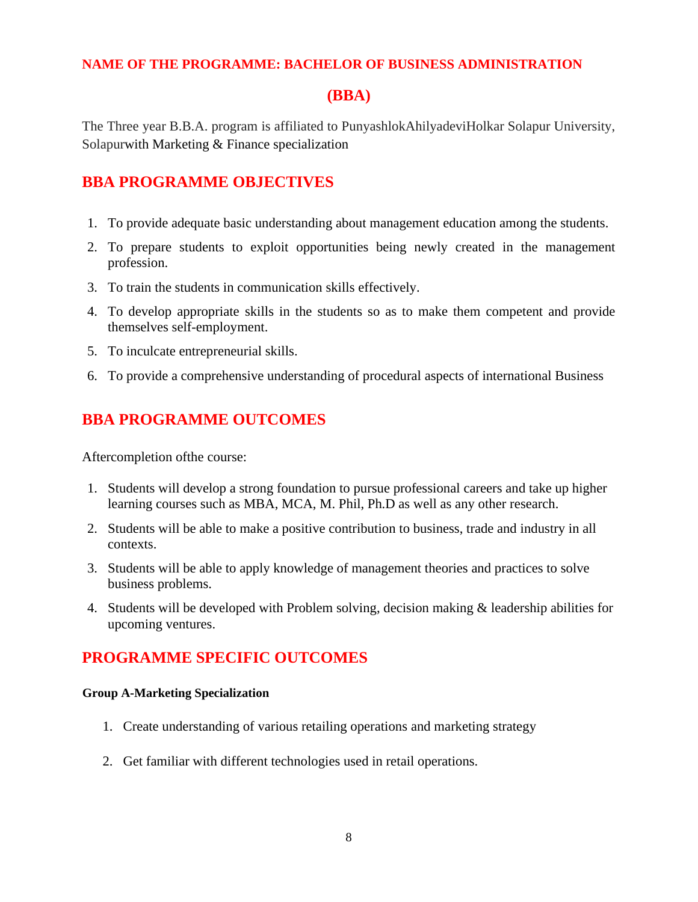# NAME OF THE PROGRAMME: BACHELOR OF BUSINESS ADMINISTRATION (BBA)

The Three year B.B.A. program is affiliated to PunyashlokAhilyadeviHolkar Solapur University, Solapurwith Marketing & Finance specialization

## BBA PROGRAMME OBJECTIVES

1. To provide adequate basic understanding about management education among the students.
2. To prepare students to exploit opportunities being newly created in the management profession.
3. To train the students in communication skills effectively.
4. To develop appropriate skills in the students so as to make them competent and provide themselves self-employment.
5. To inculcate entrepreneurial skills.
6. To provide a comprehensive understanding of procedural aspects of international Business

## BBA PROGRAMME OUTCOMES

Aftercompletion ofthe course:

1. Students will develop a strong foundation to pursue professional careers and take up higher learning courses such as MBA, MCA, M. Phil, Ph.D as well as any other research.
2. Students will be able to make a positive contribution to business, trade and industry in all contexts.
3. Students will be able to apply knowledge of management theories and practices to solve business problems.
4. Students will be developed with Problem solving, decision making & leadership abilities for upcoming ventures.

## PROGRAMME SPECIFIC OUTCOMES

**Group A-Marketing Specialization**

1. Create understanding of various retailing operations and marketing strategy
2. Get familiar with different technologies used in retail operations.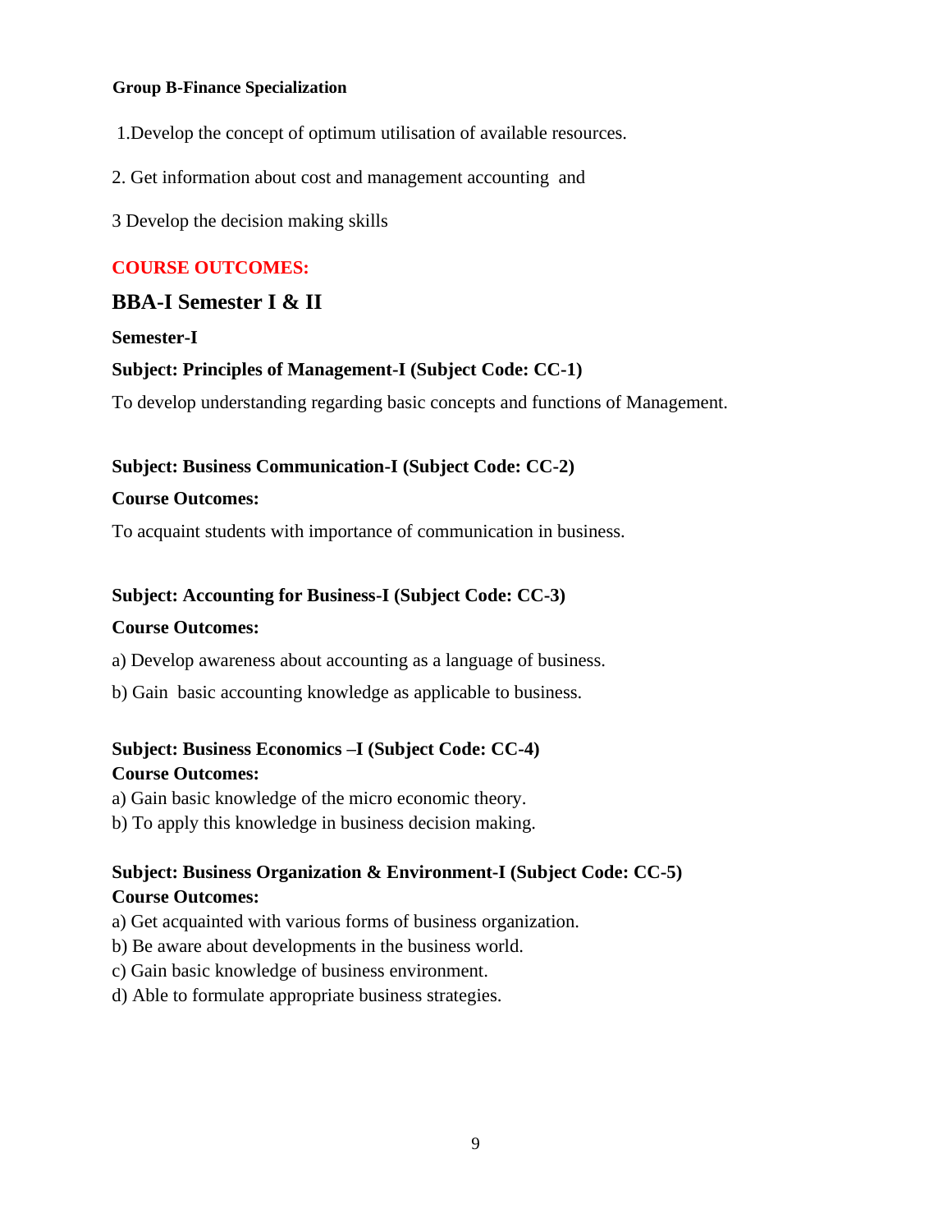**Group B-Finance Specialization**

1.Develop the concept of optimum utilisation of available resources.

2. Get information about cost and management accounting and

3 Develop the decision making skills

## COURSE OUTCOMES:

## BBA-I Semester I & II

**Semester-I**

**Subject: Principles of Management-I (Subject Code: CC-1)**

To develop understanding regarding basic concepts and functions of Management.

**Subject: Business Communication-I (Subject Code: CC-2)**

**Course Outcomes:**

To acquaint students with importance of communication in business.

**Subject: Accounting for Business-I (Subject Code: CC-3)**

**Course Outcomes:**

a) Develop awareness about accounting as a language of business.

b) Gain basic accounting knowledge as applicable to business.

**Subject: Business Economics –I (Subject Code: CC-4)**

**Course Outcomes:**

a) Gain basic knowledge of the micro economic theory.

b) To apply this knowledge in business decision making.

**Subject: Business Organization & Environment-I (Subject Code: CC-5)**

**Course Outcomes:**

a) Get acquainted with various forms of business organization.

b) Be aware about developments in the business world.

c) Gain basic knowledge of business environment.

d) Able to formulate appropriate business strategies.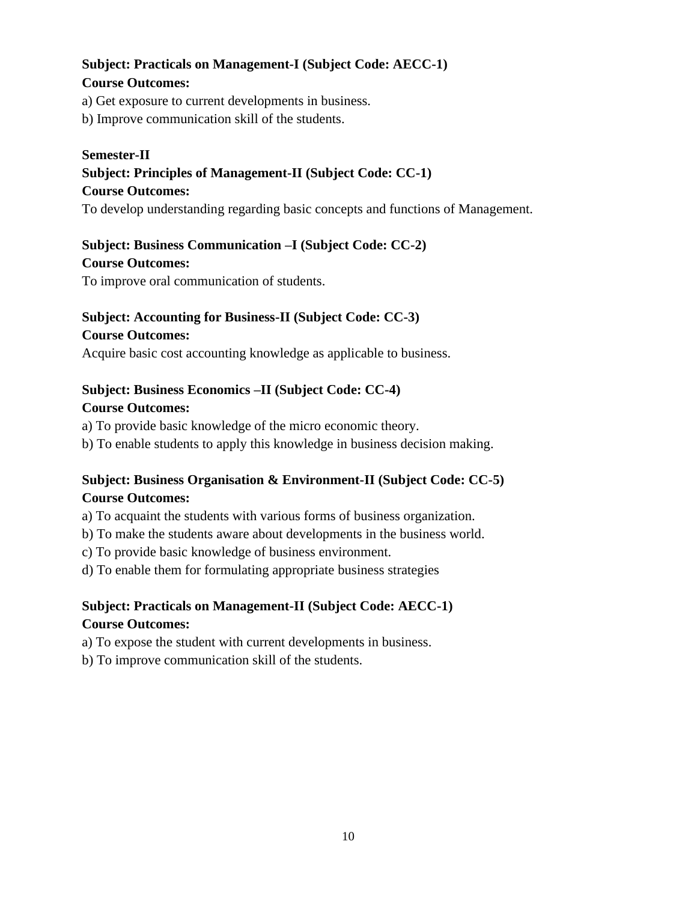**Subject: Practicals on Management-I (Subject Code: AECC-1)**
**Course Outcomes:**

a) Get exposure to current developments in business.
b) Improve communication skill of the students.

**Semester-II**
**Subject: Principles of Management-II (Subject Code: CC-1)**
**Course Outcomes:**

To develop understanding regarding basic concepts and functions of Management.

**Subject: Business Communication –I (Subject Code: CC-2)**
**Course Outcomes:**

To improve oral communication of students.

**Subject: Accounting for Business-II (Subject Code: CC-3)**
**Course Outcomes:**

Acquire basic cost accounting knowledge as applicable to business.

**Subject: Business Economics –II (Subject Code: CC-4)**
**Course Outcomes:**

a) To provide basic knowledge of the micro economic theory.
b) To enable students to apply this knowledge in business decision making.

**Subject: Business Organisation & Environment-II (Subject Code: CC-5)**
**Course Outcomes:**

a) To acquaint the students with various forms of business organization.
b) To make the students aware about developments in the business world.
c) To provide basic knowledge of business environment.
d) To enable them for formulating appropriate business strategies

**Subject: Practicals on Management-II (Subject Code: AECC-1)**
**Course Outcomes:**

a) To expose the student with current developments in business.
b) To improve communication skill of the students.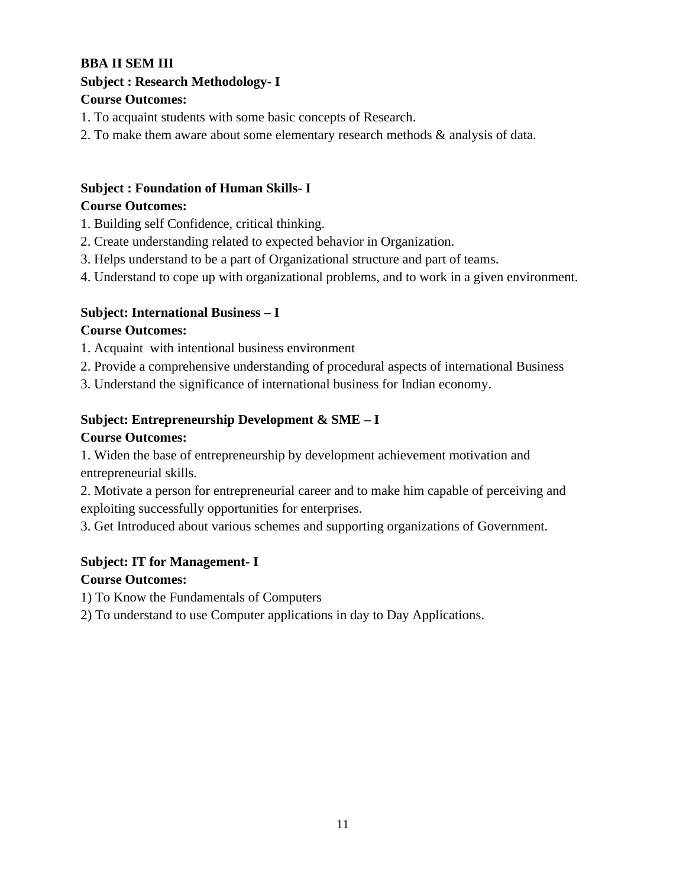**BBA II SEM III**

**Subject : Research Methodology- I**

**Course Outcomes:**

1. To acquaint students with some basic concepts of Research.
2. To make them aware about some elementary research methods & analysis of data.

**Subject : Foundation of Human Skills- I**

**Course Outcomes:**

1. Building self Confidence, critical thinking.
2. Create understanding related to expected behavior in Organization.
3. Helps understand to be a part of Organizational structure and part of teams.
4. Understand to cope up with organizational problems, and to work in a given environment.

**Subject: International Business – I**

**Course Outcomes:**

1. Acquaint with intentional business environment
2. Provide a comprehensive understanding of procedural aspects of international Business
3. Understand the significance of international business for Indian economy.

**Subject: Entrepreneurship Development & SME – I**

**Course Outcomes:**

1. Widen the base of entrepreneurship by development achievement motivation and entrepreneurial skills.
2. Motivate a person for entrepreneurial career and to make him capable of perceiving and exploiting successfully opportunities for enterprises.
3. Get Introduced about various schemes and supporting organizations of Government.

**Subject: IT for Management- I**

**Course Outcomes:**

1) To Know the Fundamentals of Computers
2) To understand to use Computer applications in day to Day Applications.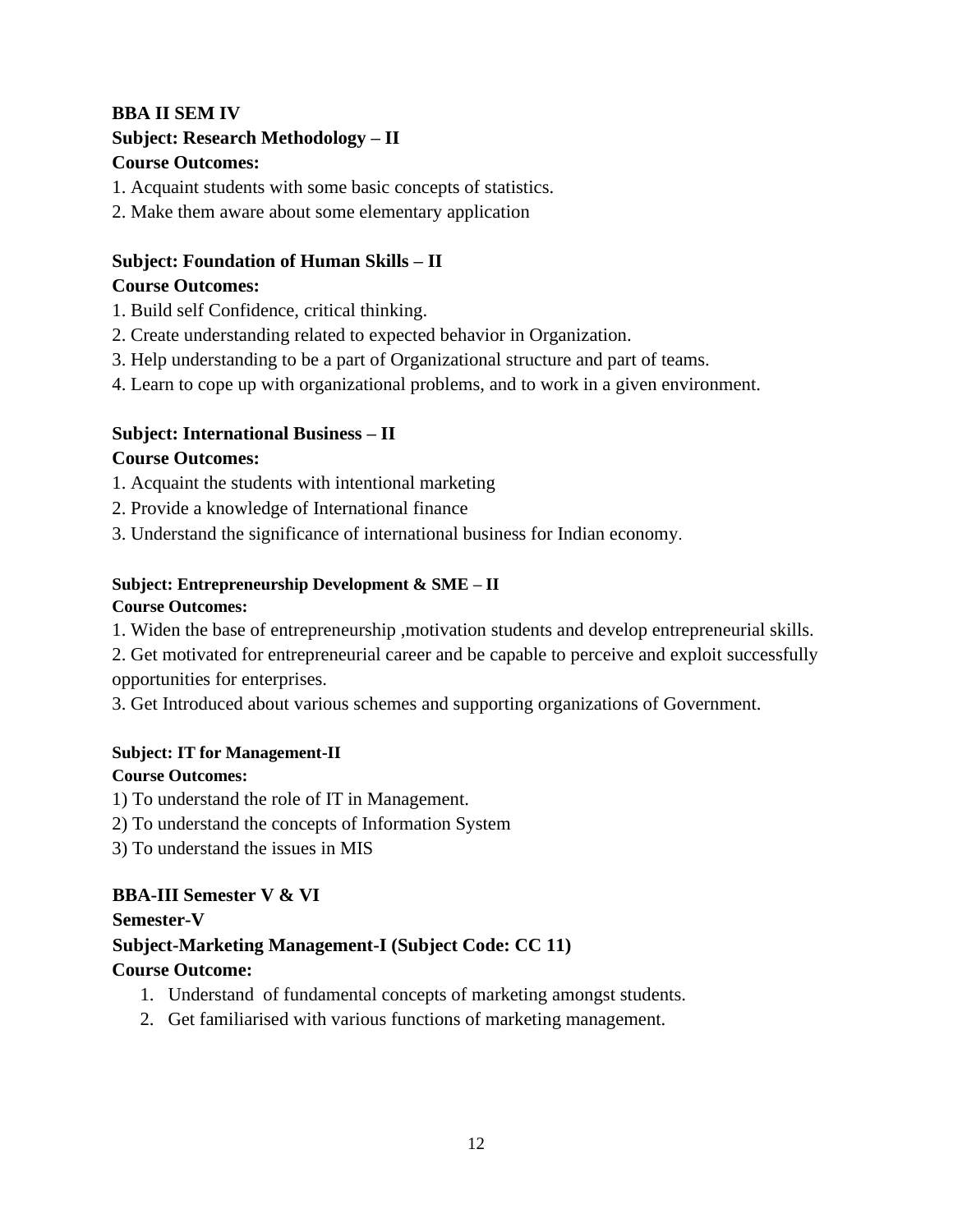**BBA II SEM IV**

**Subject: Research Methodology – II**

**Course Outcomes:**

1. Acquaint students with some basic concepts of statistics.
2. Make them aware about some elementary application

**Subject: Foundation of Human Skills – II**

**Course Outcomes:**

1. Build self Confidence, critical thinking.
2. Create understanding related to expected behavior in Organization.
3. Help understanding to be a part of Organizational structure and part of teams.
4. Learn to cope up with organizational problems, and to work in a given environment.

**Subject: International Business – II**

**Course Outcomes:**

1. Acquaint the students with intentional marketing
2. Provide a knowledge of International finance
3. Understand the significance of international business for Indian economy.

**Subject: Entrepreneurship Development & SME – II**

**Course Outcomes:**

1. Widen the base of entrepreneurship ,motivation students and develop entrepreneurial skills.
2. Get motivated for entrepreneurial career and be capable to perceive and exploit successfully opportunities for enterprises.
3. Get Introduced about various schemes and supporting organizations of Government.

**Subject: IT for Management-II**

**Course Outcomes:**

1) To understand the role of IT in Management.
2) To understand the concepts of Information System
3) To understand the issues in MIS

**BBA-III Semester V & VI**

**Semester-V**

**Subject-Marketing Management-I (Subject Code: CC 11)**

**Course Outcome:**

1. Understand of fundamental concepts of marketing amongst students.
2. Get familiarised with various functions of marketing management.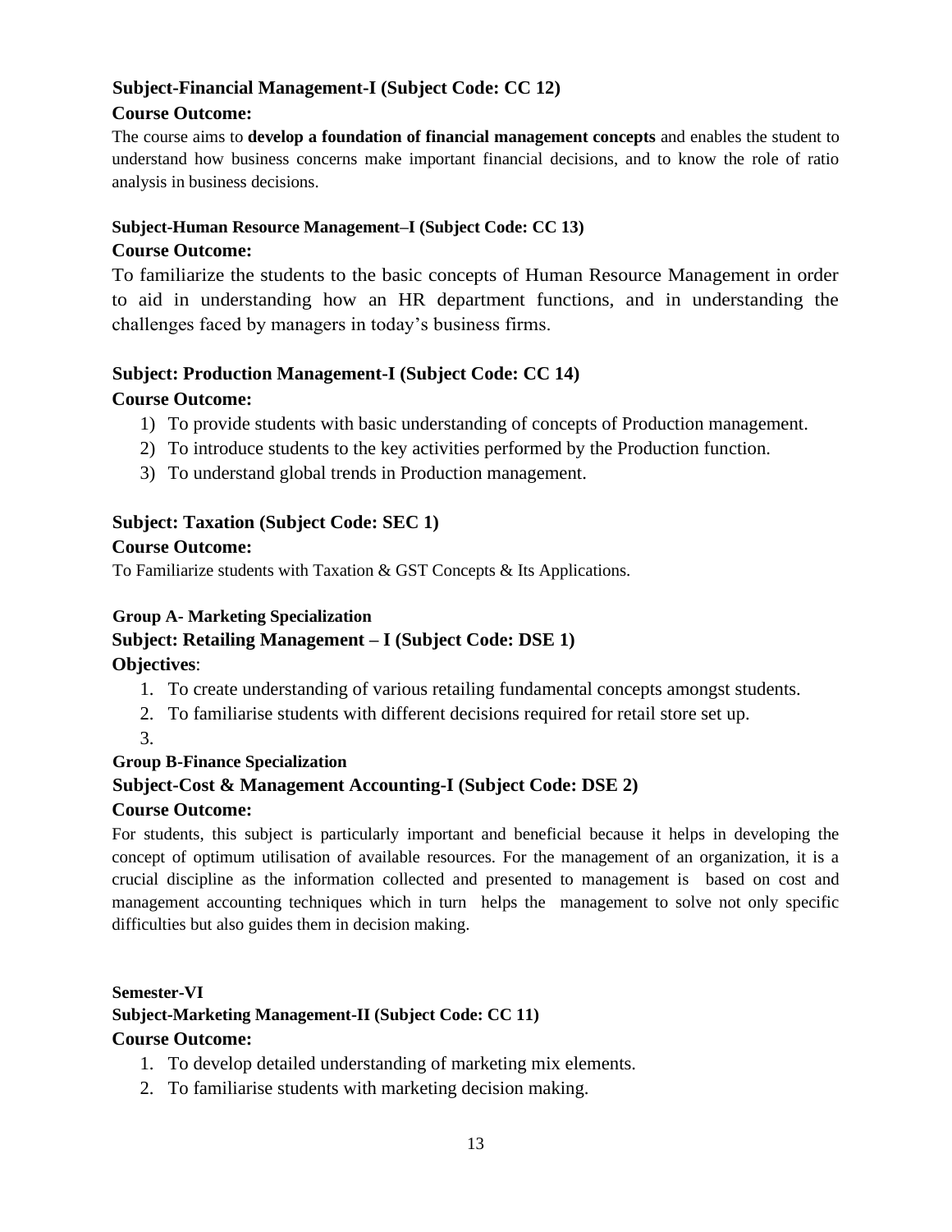**Subject-Financial Management-I (Subject Code: CC 12)**

**Course Outcome:**

The course aims to **develop a foundation of financial management concepts** and enables the student to understand how business concerns make important financial decisions, and to know the role of ratio analysis in business decisions.

**Subject-Human Resource Management–I (Subject Code: CC 13)**

**Course Outcome:**

To familiarize the students to the basic concepts of Human Resource Management in order to aid in understanding how an HR department functions, and in understanding the challenges faced by managers in today's business firms.

**Subject: Production Management-I (Subject Code: CC 14)**

**Course Outcome:**

1) To provide students with basic understanding of concepts of Production management.
2) To introduce students to the key activities performed by the Production function.
3) To understand global trends in Production management.

**Subject: Taxation (Subject Code: SEC 1)**

**Course Outcome:**

To Familiarize students with Taxation & GST Concepts & Its Applications.

**Group A- Marketing Specialization**

**Subject: Retailing Management – I (Subject Code: DSE 1)**

**Objectives**:

1. To create understanding of various retailing fundamental concepts amongst students.
2. To familiarise students with different decisions required for retail store set up.
3. 

**Group B-Finance Specialization**

**Subject-Cost & Management Accounting-I (Subject Code: DSE 2)**

**Course Outcome:**

For students, this subject is particularly important and beneficial because it helps in developing the concept of optimum utilisation of available resources. For the management of an organization, it is a crucial discipline as the information collected and presented to management is based on cost and management accounting techniques which in turn helps the management to solve not only specific difficulties but also guides them in decision making.

**Semester-VI**

**Subject-Marketing Management-II (Subject Code: CC 11)**

**Course Outcome:**

1. To develop detailed understanding of marketing mix elements.
2. To familiarise students with marketing decision making.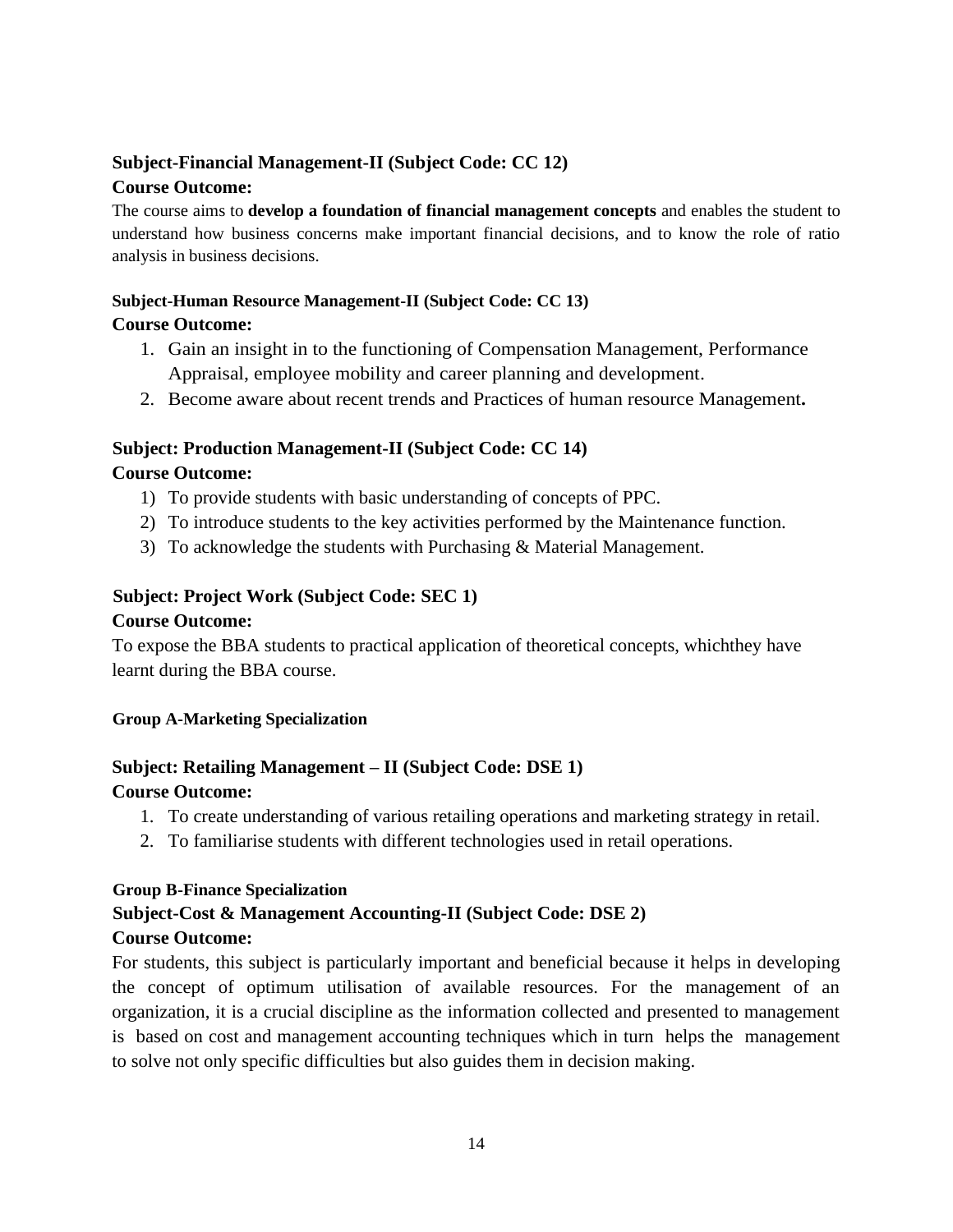**Subject-Financial Management-II (Subject Code: CC 12)**

**Course Outcome:**

The course aims to **develop a foundation of financial management concepts** and enables the student to understand how business concerns make important financial decisions, and to know the role of ratio analysis in business decisions.

**Subject-Human Resource Management-II (Subject Code: CC 13)**

**Course Outcome:**

1. Gain an insight in to the functioning of Compensation Management, Performance Appraisal, employee mobility and career planning and development.
2. Become aware about recent trends and Practices of human resource Management**.**

**Subject: Production Management-II (Subject Code: CC 14)**

**Course Outcome:**

1) To provide students with basic understanding of concepts of PPC.
2) To introduce students to the key activities performed by the Maintenance function.
3) To acknowledge the students with Purchasing & Material Management.

**Subject: Project Work (Subject Code: SEC 1)**

**Course Outcome:**

To expose the BBA students to practical application of theoretical concepts, whichthey have learnt during the BBA course.

**Group A-Marketing Specialization**

**Subject: Retailing Management – II (Subject Code: DSE 1)**

**Course Outcome:**

1. To create understanding of various retailing operations and marketing strategy in retail.
2. To familiarise students with different technologies used in retail operations.

**Group B-Finance Specialization**

**Subject-Cost & Management Accounting-II (Subject Code: DSE 2)**

**Course Outcome:**

For students, this subject is particularly important and beneficial because it helps in developing the concept of optimum utilisation of available resources. For the management of an organization, it is a crucial discipline as the information collected and presented to management is based on cost and management accounting techniques which in turn helps the management to solve not only specific difficulties but also guides them in decision making.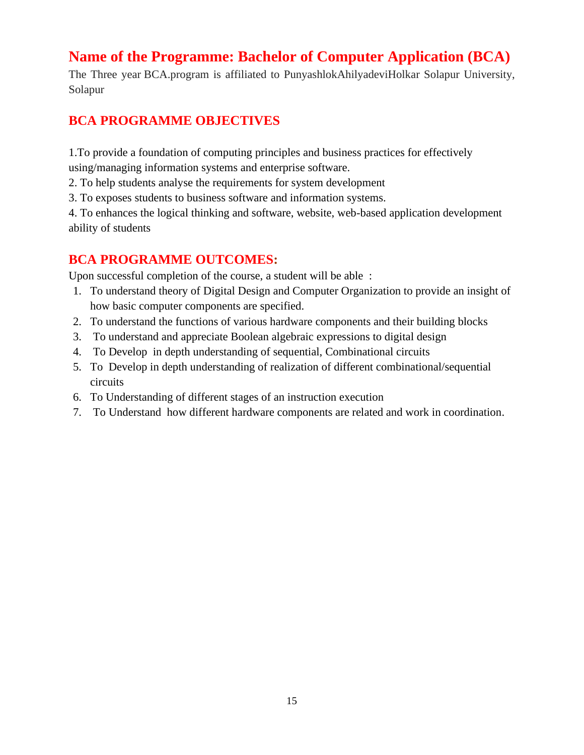# Name of the Programme: Bachelor of Computer Application (BCA)

The Three year BCA.program is affiliated to PunyashlokAhilyadeviHolkar Solapur University, Solapur

## BCA PROGRAMME OBJECTIVES

1.To provide a foundation of computing principles and business practices for effectively using/managing information systems and enterprise software.

2. To help students analyse the requirements for system development

3. To exposes students to business software and information systems.

4. To enhances the logical thinking and software, website, web-based application development ability of students

## BCA PROGRAMME OUTCOMES:

Upon successful completion of the course, a student will be able :

1. To understand theory of Digital Design and Computer Organization to provide an insight of how basic computer components are specified.
2. To understand the functions of various hardware components and their building blocks
3. To understand and appreciate Boolean algebraic expressions to digital design
4. To Develop in depth understanding of sequential, Combinational circuits
5. To Develop in depth understanding of realization of different combinational/sequential circuits
6. To Understanding of different stages of an instruction execution
7. To Understand how different hardware components are related and work in coordination.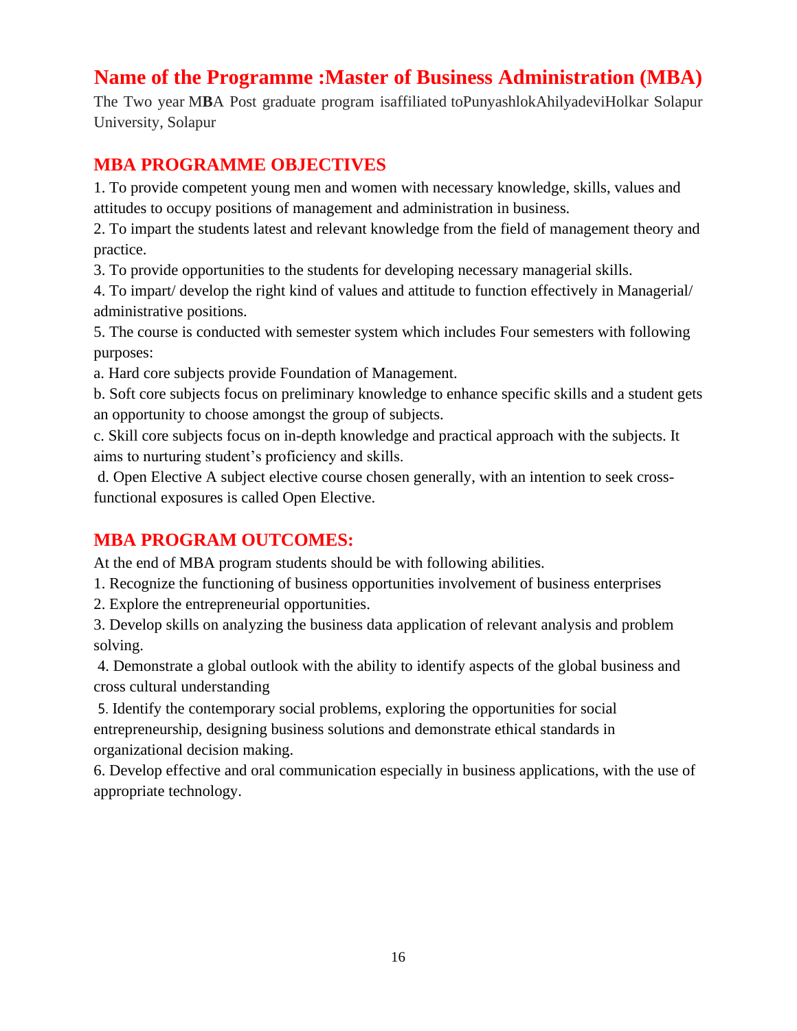## Name of the Programme :Master of Business Administration (MBA)

The Two year MBA Post graduate program isaffiliated toPunyashlokAhilyadeviHolkar Solapur University, Solapur

## MBA PROGRAMME OBJECTIVES

1. To provide competent young men and women with necessary knowledge, skills, values and attitudes to occupy positions of management and administration in business.
2. To impart the students latest and relevant knowledge from the field of management theory and practice.
3. To provide opportunities to the students for developing necessary managerial skills.
4. To impart/ develop the right kind of values and attitude to function effectively in Managerial/ administrative positions.
5. The course is conducted with semester system which includes Four semesters with following purposes:

a. Hard core subjects provide Foundation of Management.

b. Soft core subjects focus on preliminary knowledge to enhance specific skills and a student gets an opportunity to choose amongst the group of subjects.

c. Skill core subjects focus on in-depth knowledge and practical approach with the subjects. It aims to nurturing student's proficiency and skills.

d. Open Elective A subject elective course chosen generally, with an intention to seek cross-functional exposures is called Open Elective.

## MBA PROGRAM OUTCOMES:

At the end of MBA program students should be with following abilities.

1. Recognize the functioning of business opportunities involvement of business enterprises
2. Explore the entrepreneurial opportunities.
3. Develop skills on analyzing the business data application of relevant analysis and problem solving.
4. Demonstrate a global outlook with the ability to identify aspects of the global business and cross cultural understanding
5. Identify the contemporary social problems, exploring the opportunities for social entrepreneurship, designing business solutions and demonstrate ethical standards in organizational decision making.
6. Develop effective and oral communication especially in business applications, with the use of appropriate technology.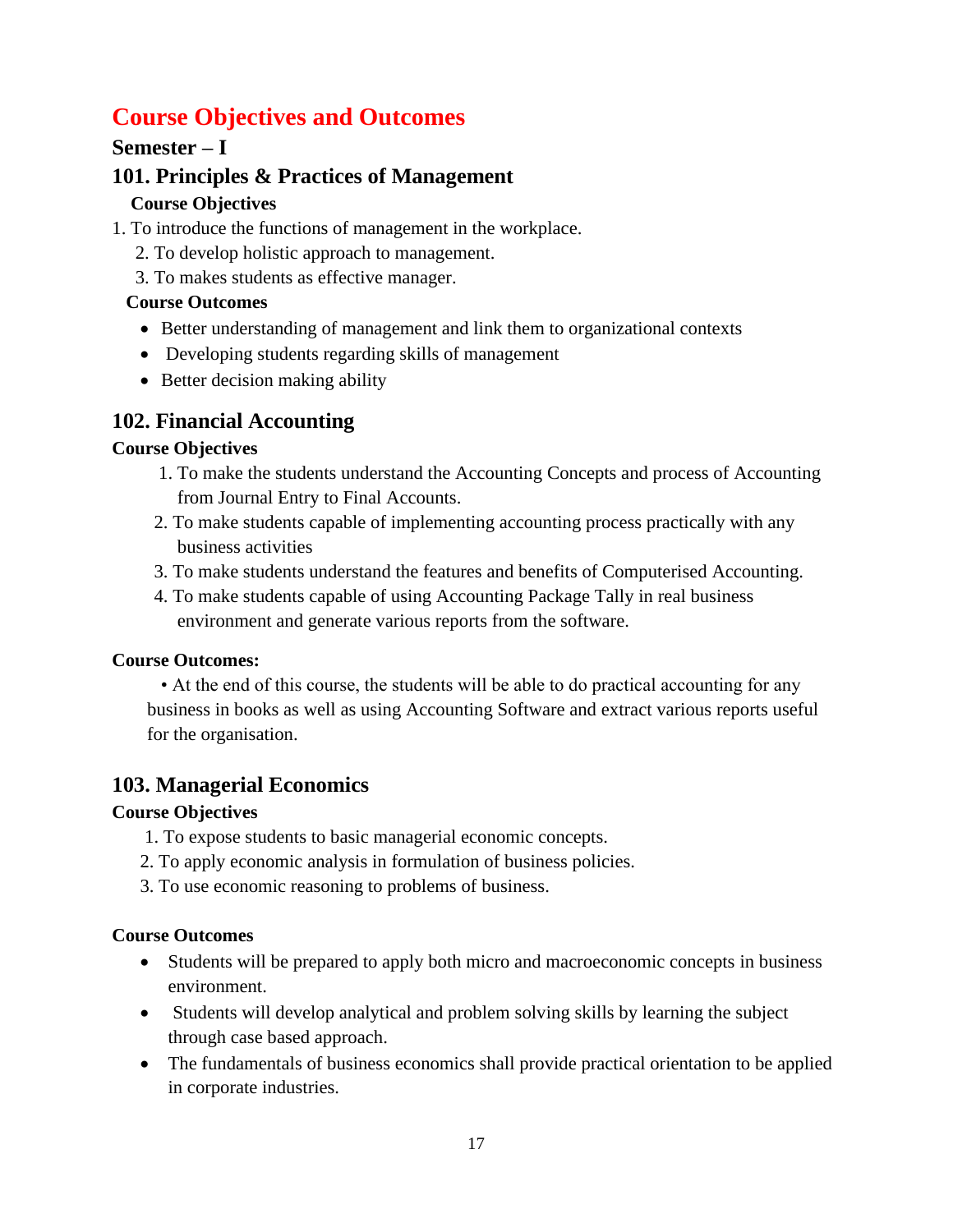# Course Objectives and Outcomes

## Semester – I

## 101. Principles & Practices of Management

### Course Objectives

1. To introduce the functions of management in the workplace.
2. To develop holistic approach to management.
3. To makes students as effective manager.

### Course Outcomes

- Better understanding of management and link them to organizational contexts
- Developing students regarding skills of management
- Better decision making ability

## 102. Financial Accounting

### Course Objectives

1. To make the students understand the Accounting Concepts and process of Accounting from Journal Entry to Final Accounts.
2. To make students capable of implementing accounting process practically with any business activities
3. To make students understand the features and benefits of Computerised Accounting.
4. To make students capable of using Accounting Package Tally in real business environment and generate various reports from the software.

### Course Outcomes:

• At the end of this course, the students will be able to do practical accounting for any business in books as well as using Accounting Software and extract various reports useful for the organisation.

## 103. Managerial Economics

### Course Objectives

1. To expose students to basic managerial economic concepts.
2. To apply economic analysis in formulation of business policies.
3. To use economic reasoning to problems of business.

### Course Outcomes

- Students will be prepared to apply both micro and macroeconomic concepts in business environment.
- Students will develop analytical and problem solving skills by learning the subject through case based approach.
- The fundamentals of business economics shall provide practical orientation to be applied in corporate industries.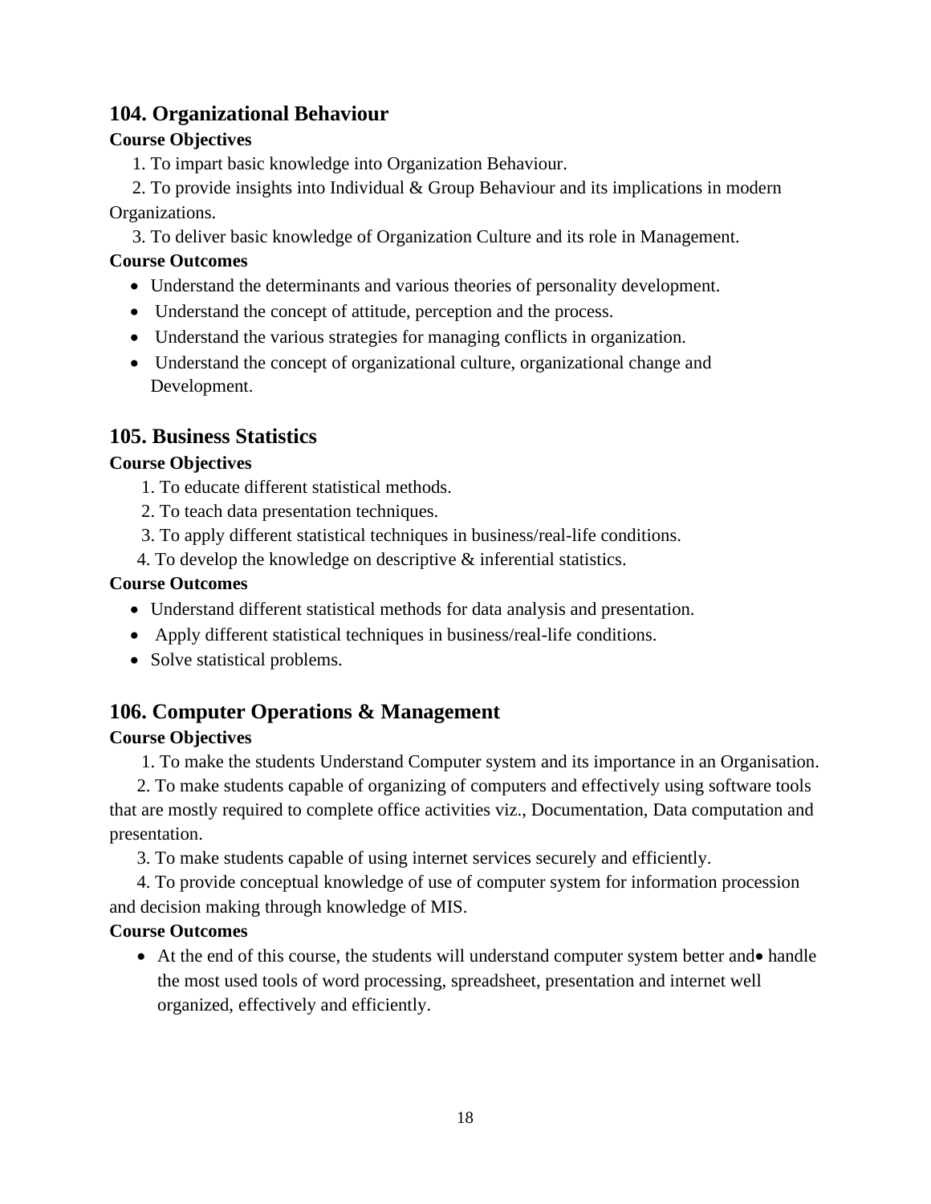## 104. Organizational Behaviour

**Course Objectives**

1. To impart basic knowledge into Organization Behaviour.
2. To provide insights into Individual & Group Behaviour and its implications in modern Organizations.
3. To deliver basic knowledge of Organization Culture and its role in Management.

**Course Outcomes**

- Understand the determinants and various theories of personality development.
- Understand the concept of attitude, perception and the process.
- Understand the various strategies for managing conflicts in organization.
- Understand the concept of organizational culture, organizational change and Development.

## 105. Business Statistics

**Course Objectives**

1. To educate different statistical methods.
2. To teach data presentation techniques.
3. To apply different statistical techniques in business/real-life conditions.
4. To develop the knowledge on descriptive & inferential statistics.

**Course Outcomes**

- Understand different statistical methods for data analysis and presentation.
- Apply different statistical techniques in business/real-life conditions.
- Solve statistical problems.

## 106. Computer Operations & Management

**Course Objectives**

1. To make the students Understand Computer system and its importance in an Organisation.
2. To make students capable of organizing of computers and effectively using software tools that are mostly required to complete office activities viz., Documentation, Data computation and presentation.
3. To make students capable of using internet services securely and efficiently.
4. To provide conceptual knowledge of use of computer system for information procession and decision making through knowledge of MIS.

**Course Outcomes**

- At the end of this course, the students will understand computer system better and• handle the most used tools of word processing, spreadsheet, presentation and internet well organized, effectively and efficiently.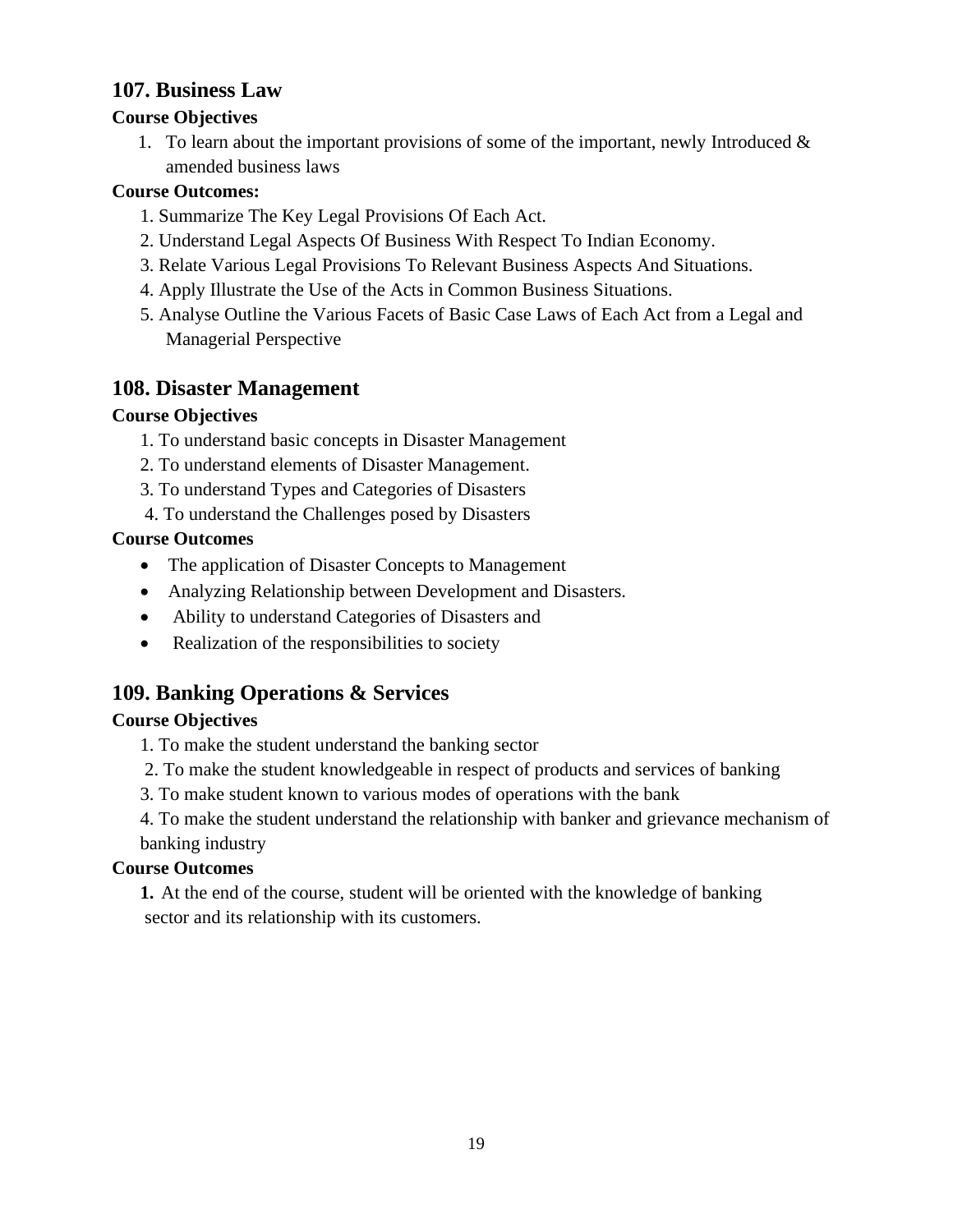## 107. Business Law

**Course Objectives**

1. To learn about the important provisions of some of the important, newly Introduced & amended business laws

**Course Outcomes:**

1. Summarize The Key Legal Provisions Of Each Act.
2. Understand Legal Aspects Of Business With Respect To Indian Economy.
3. Relate Various Legal Provisions To Relevant Business Aspects And Situations.
4. Apply Illustrate the Use of the Acts in Common Business Situations.
5. Analyse Outline the Various Facets of Basic Case Laws of Each Act from a Legal and Managerial Perspective

## 108. Disaster Management

**Course Objectives**

1. To understand basic concepts in Disaster Management
2. To understand elements of Disaster Management.
3. To understand Types and Categories of Disasters
4. To understand the Challenges posed by Disasters

**Course Outcomes**

- The application of Disaster Concepts to Management
- Analyzing Relationship between Development and Disasters.
- Ability to understand Categories of Disasters and
- Realization of the responsibilities to society

## 109. Banking Operations & Services

**Course Objectives**

1. To make the student understand the banking sector
2. To make the student knowledgeable in respect of products and services of banking
3. To make student known to various modes of operations with the bank
4. To make the student understand the relationship with banker and grievance mechanism of banking industry

**Course Outcomes**

**1.** At the end of the course, student will be oriented with the knowledge of banking sector and its relationship with its customers.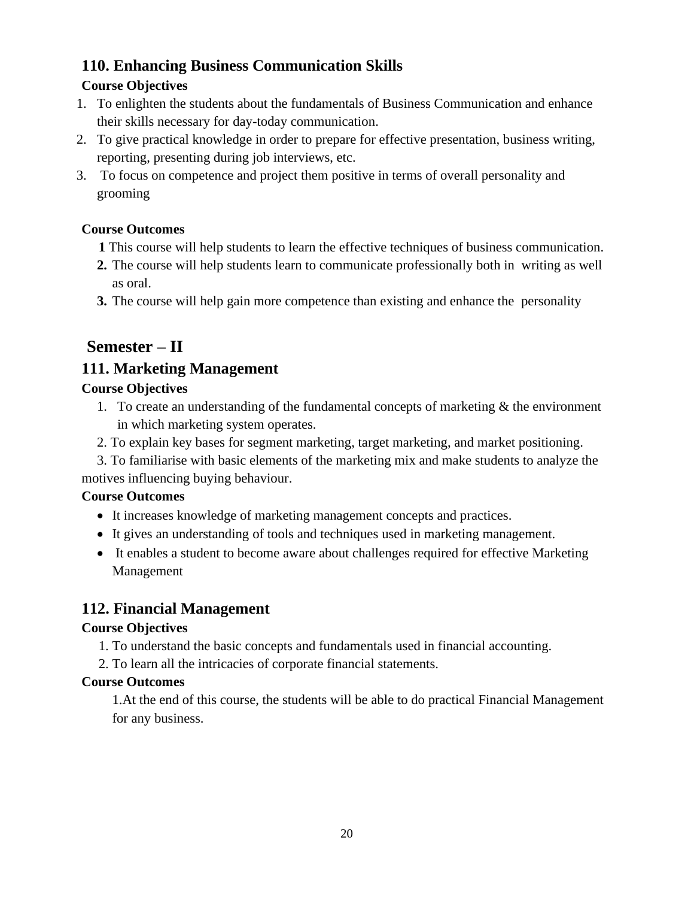### 110. Enhancing Business Communication Skills

**Course Objectives**

1. To enlighten the students about the fundamentals of Business Communication and enhance their skills necessary for day-today communication.
2. To give practical knowledge in order to prepare for effective presentation, business writing, reporting, presenting during job interviews, etc.
3. To focus on competence and project them positive in terms of overall personality and grooming

**Course Outcomes**

**1** This course will help students to learn the effective techniques of business communication.
**2.** The course will help students learn to communicate professionally both in writing as well as oral.
**3.** The course will help gain more competence than existing and enhance the personality

## Semester – II

### 111. Marketing Management

**Course Objectives**

1. To create an understanding of the fundamental concepts of marketing & the environment in which marketing system operates.
2. To explain key bases for segment marketing, target marketing, and market positioning.
3. To familiarise with basic elements of the marketing mix and make students to analyze the motives influencing buying behaviour.

**Course Outcomes**

- It increases knowledge of marketing management concepts and practices.
- It gives an understanding of tools and techniques used in marketing management.
- It enables a student to become aware about challenges required for effective Marketing Management

### 112. Financial Management

**Course Objectives**

1. To understand the basic concepts and fundamentals used in financial accounting.
2. To learn all the intricacies of corporate financial statements.

**Course Outcomes**

1.At the end of this course, the students will be able to do practical Financial Management for any business.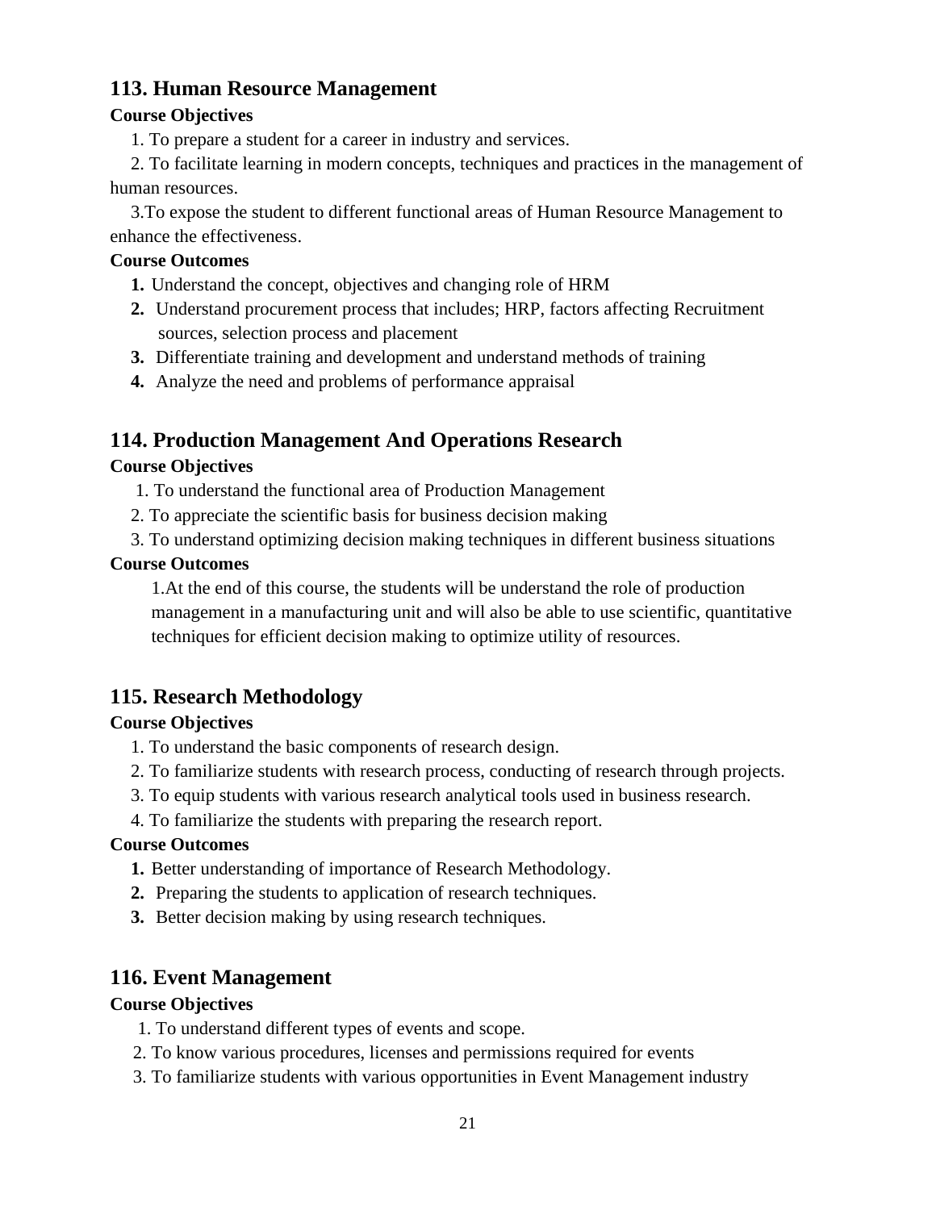## 113. Human Resource Management

**Course Objectives**

1. To prepare a student for a career in industry and services.
2. To facilitate learning in modern concepts, techniques and practices in the management of human resources.
3. To expose the student to different functional areas of Human Resource Management to enhance the effectiveness.

**Course Outcomes**

1. Understand the concept, objectives and changing role of HRM
2. Understand procurement process that includes; HRP, factors affecting Recruitment sources, selection process and placement
3. Differentiate training and development and understand methods of training
4. Analyze the need and problems of performance appraisal

## 114. Production Management And Operations Research

**Course Objectives**

1. To understand the functional area of Production Management
2. To appreciate the scientific basis for business decision making
3. To understand optimizing decision making techniques in different business situations

**Course Outcomes**

1. At the end of this course, the students will be understand the role of production management in a manufacturing unit and will also be able to use scientific, quantitative techniques for efficient decision making to optimize utility of resources.

## 115. Research Methodology

**Course Objectives**

1. To understand the basic components of research design.
2. To familiarize students with research process, conducting of research through projects.
3. To equip students with various research analytical tools used in business research.
4. To familiarize the students with preparing the research report.

**Course Outcomes**

1. Better understanding of importance of Research Methodology.
2. Preparing the students to application of research techniques.
3. Better decision making by using research techniques.

## 116. Event Management

**Course Objectives**

1. To understand different types of events and scope.
2. To know various procedures, licenses and permissions required for events
3. To familiarize students with various opportunities in Event Management industry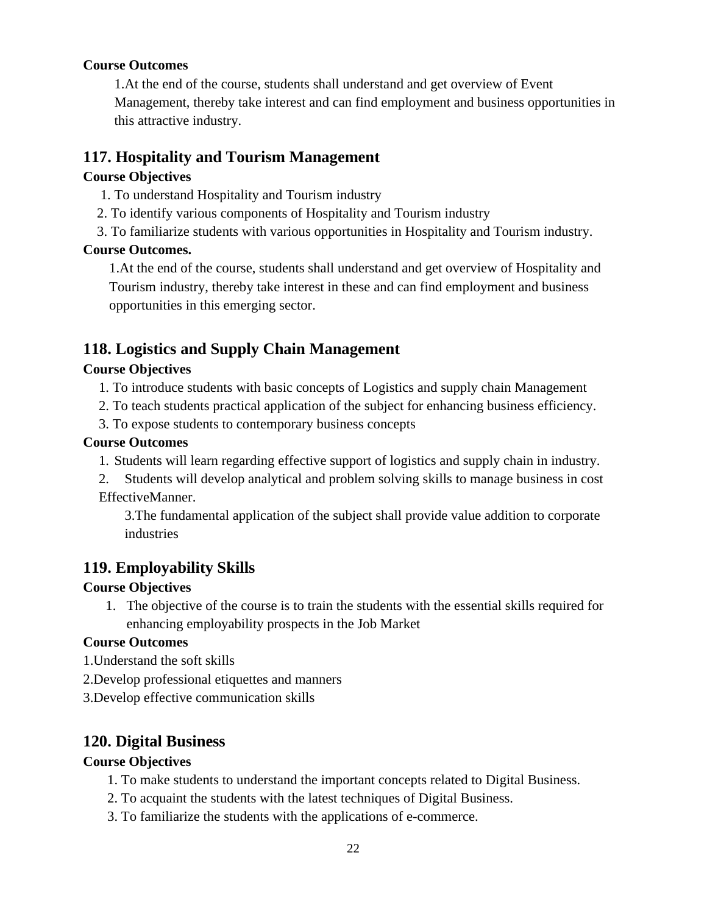**Course Outcomes**

1.At the end of the course, students shall understand and get overview of Event Management, thereby take interest and can find employment and business opportunities in this attractive industry.

## 117. Hospitality and Tourism Management

**Course Objectives**

1. To understand Hospitality and Tourism industry
2. To identify various components of Hospitality and Tourism industry
3. To familiarize students with various opportunities in Hospitality and Tourism industry.

**Course Outcomes.**

1.At the end of the course, students shall understand and get overview of Hospitality and Tourism industry, thereby take interest in these and can find employment and business opportunities in this emerging sector.

## 118. Logistics and Supply Chain Management

**Course Objectives**

1. To introduce students with basic concepts of Logistics and supply chain Management
2. To teach students practical application of the subject for enhancing business efficiency.
3. To expose students to contemporary business concepts

**Course Outcomes**

1. Students will learn regarding effective support of logistics and supply chain in industry.
2. Students will develop analytical and problem solving skills to manage business in cost EffectiveManner.
3. The fundamental application of the subject shall provide value addition to corporate industries

## 119. Employability Skills

**Course Objectives**

1. The objective of the course is to train the students with the essential skills required for enhancing employability prospects in the Job Market

**Course Outcomes**

1.Understand the soft skills

2.Develop professional etiquettes and manners

3.Develop effective communication skills

## 120. Digital Business

**Course Objectives**

1. To make students to understand the important concepts related to Digital Business.
2. To acquaint the students with the latest techniques of Digital Business.
3. To familiarize the students with the applications of e-commerce.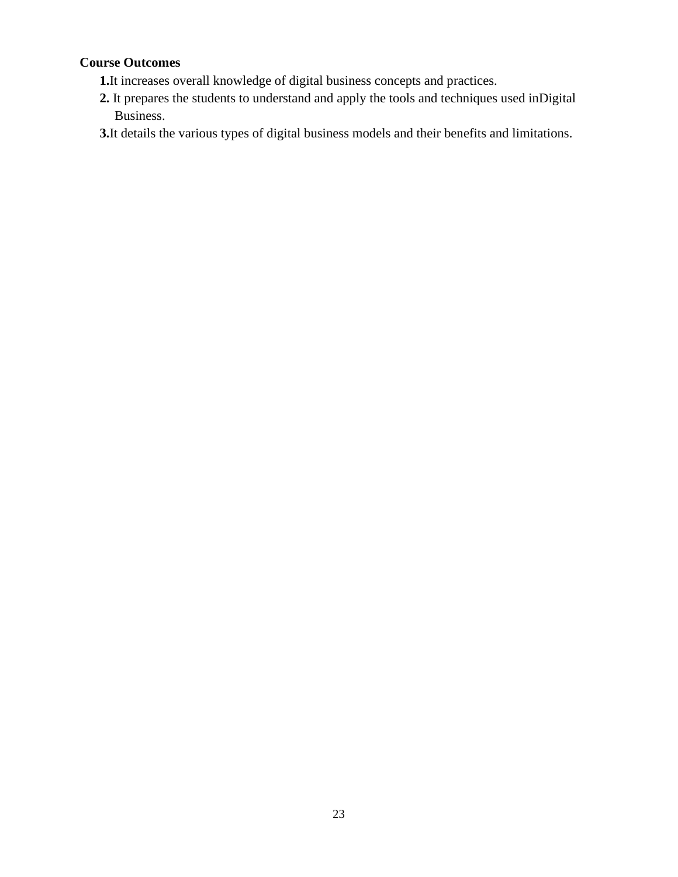**Course Outcomes**

1. It increases overall knowledge of digital business concepts and practices.
2. It prepares the students to understand and apply the tools and techniques used inDigital Business.
3. It details the various types of digital business models and their benefits and limitations.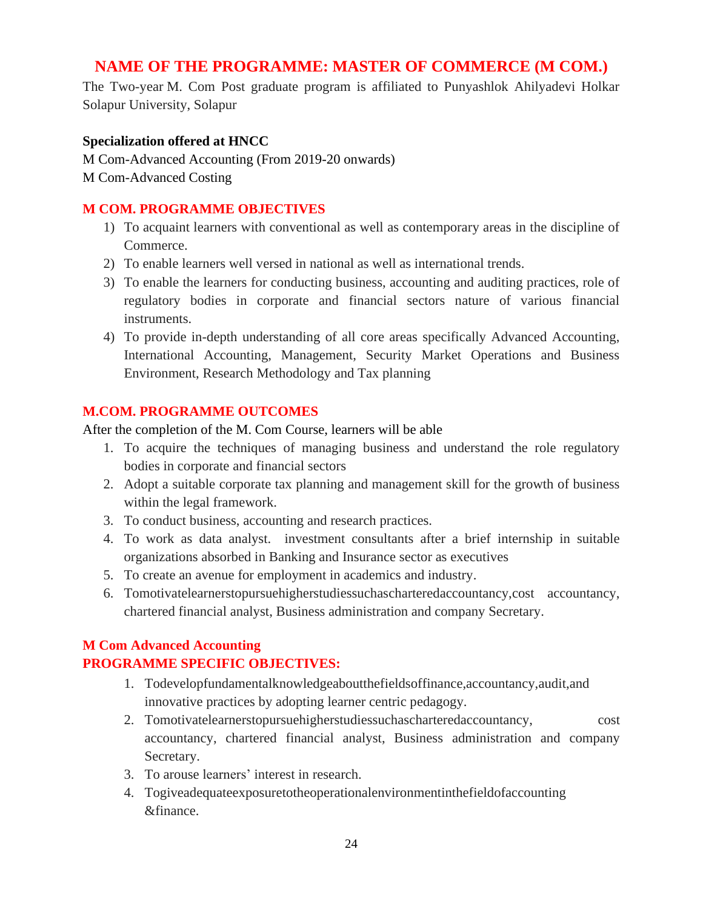# NAME OF THE PROGRAMME: MASTER OF COMMERCE (M COM.)

The Two-year M. Com Post graduate program is affiliated to Punyashlok Ahilyadevi Holkar Solapur University, Solapur

**Specialization offered at HNCC**

M Com-Advanced Accounting (From 2019-20 onwards)
M Com-Advanced Costing

## M COM. PROGRAMME OBJECTIVES

1) To acquaint learners with conventional as well as contemporary areas in the discipline of Commerce.
2) To enable learners well versed in national as well as international trends.
3) To enable the learners for conducting business, accounting and auditing practices, role of regulatory bodies in corporate and financial sectors nature of various financial instruments.
4) To provide in-depth understanding of all core areas specifically Advanced Accounting, International Accounting, Management, Security Market Operations and Business Environment, Research Methodology and Tax planning

## M.COM. PROGRAMME OUTCOMES

After the completion of the M. Com Course, learners will be able

1. To acquire the techniques of managing business and understand the role regulatory bodies in corporate and financial sectors
2. Adopt a suitable corporate tax planning and management skill for the growth of business within the legal framework.
3. To conduct business, accounting and research practices.
4. To work as data analyst. investment consultants after a brief internship in suitable organizations absorbed in Banking and Insurance sector as executives
5. To create an avenue for employment in academics and industry.
6. Tomotivatelearnerstopursuehigherstudiessuchascharteredaccountancy,cost accountancy, chartered financial analyst, Business administration and company Secretary.

## M Com Advanced Accounting
## PROGRAMME SPECIFIC OBJECTIVES:

1. Todevelopfundamentalknowledgeaboutthefieldsoffinance,accountancy,audit,and innovative practices by adopting learner centric pedagogy.
2. Tomotivatelearnerstopursuehigherstudiessuchascharteredaccountancy, cost accountancy, chartered financial analyst, Business administration and company Secretary.
3. To arouse learners' interest in research.
4. Togiveadequateexposuretotheoperationalenvironmentinthefieldofaccounting &finance.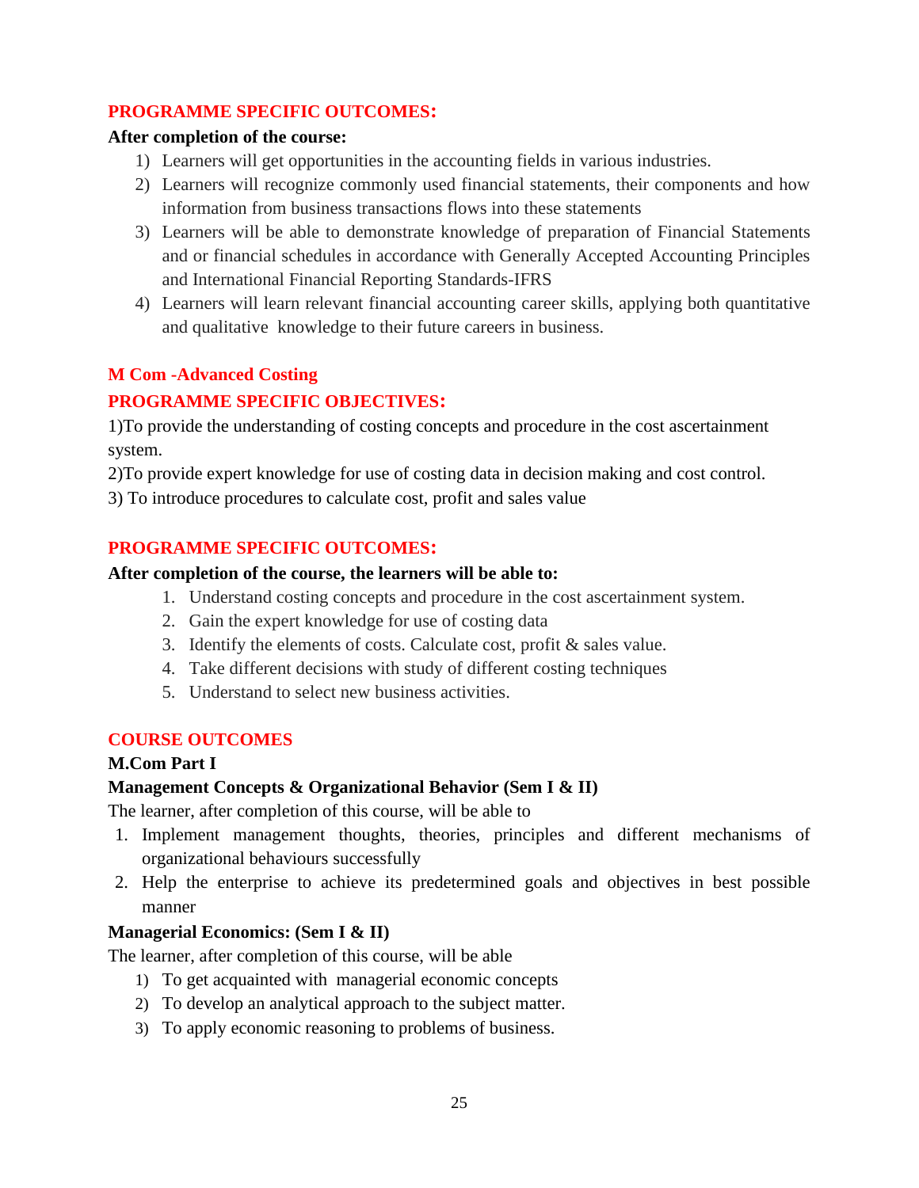## PROGRAMME SPECIFIC OUTCOMES:

**After completion of the course:**

1) Learners will get opportunities in the accounting fields in various industries.
2) Learners will recognize commonly used financial statements, their components and how information from business transactions flows into these statements
3) Learners will be able to demonstrate knowledge of preparation of Financial Statements and or financial schedules in accordance with Generally Accepted Accounting Principles and International Financial Reporting Standards-IFRS
4) Learners will learn relevant financial accounting career skills, applying both quantitative and qualitative knowledge to their future careers in business.

## M Com -Advanced Costing

## PROGRAMME SPECIFIC OBJECTIVES:

1)To provide the understanding of costing concepts and procedure in the cost ascertainment system.

2)To provide expert knowledge for use of costing data in decision making and cost control.

3) To introduce procedures to calculate cost, profit and sales value

## PROGRAMME SPECIFIC OUTCOMES:

**After completion of the course, the learners will be able to:**

1. Understand costing concepts and procedure in the cost ascertainment system.
2. Gain the expert knowledge for use of costing data
3. Identify the elements of costs. Calculate cost, profit & sales value.
4. Take different decisions with study of different costing techniques
5. Understand to select new business activities.

## COURSE OUTCOMES

**M.Com Part I**

**Management Concepts & Organizational Behavior (Sem I & II)**

The learner, after completion of this course, will be able to

1. Implement management thoughts, theories, principles and different mechanisms of organizational behaviours successfully
2. Help the enterprise to achieve its predetermined goals and objectives in best possible manner

**Managerial Economics: (Sem I & II)**

The learner, after completion of this course, will be able

1) To get acquainted with managerial economic concepts
2) To develop an analytical approach to the subject matter.
3) To apply economic reasoning to problems of business.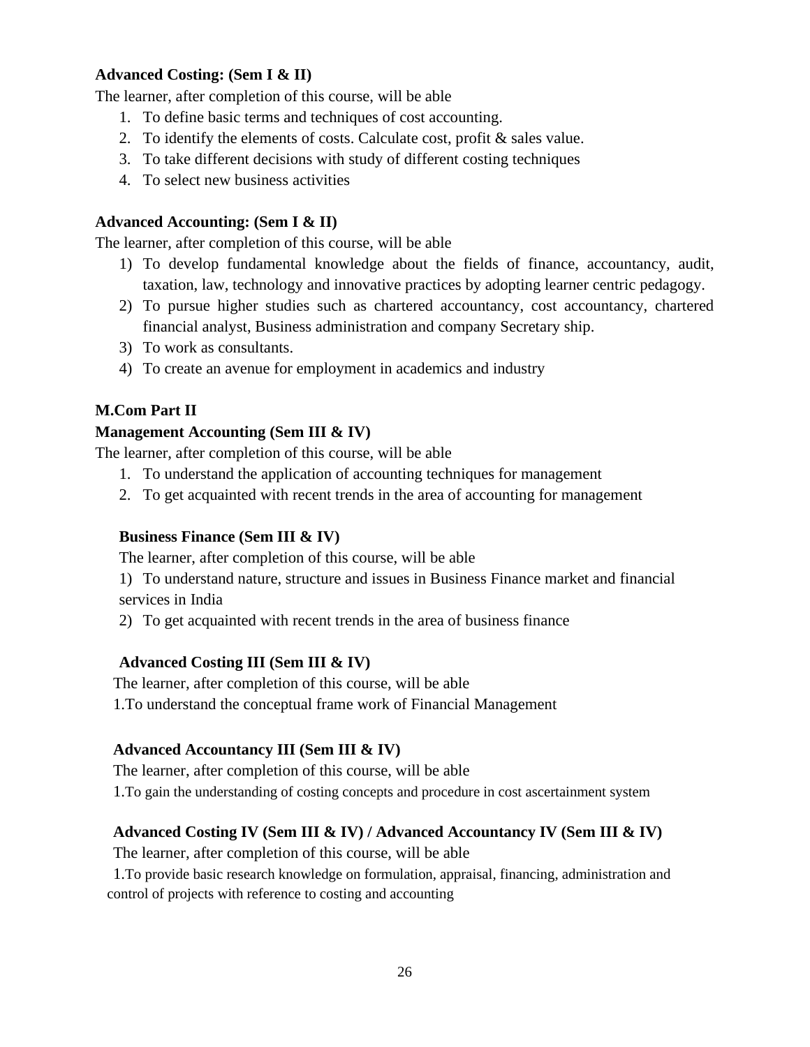**Advanced Costing: (Sem I & II)**

The learner, after completion of this course, will be able

1. To define basic terms and techniques of cost accounting.
2. To identify the elements of costs. Calculate cost, profit & sales value.
3. To take different decisions with study of different costing techniques
4. To select new business activities

**Advanced Accounting: (Sem I & II)**

The learner, after completion of this course, will be able

1) To develop fundamental knowledge about the fields of finance, accountancy, audit, taxation, law, technology and innovative practices by adopting learner centric pedagogy.
2) To pursue higher studies such as chartered accountancy, cost accountancy, chartered financial analyst, Business administration and company Secretary ship.
3) To work as consultants.
4) To create an avenue for employment in academics and industry

**M.Com Part II**

**Management Accounting (Sem III & IV)**

The learner, after completion of this course, will be able

1. To understand the application of accounting techniques for management
2. To get acquainted with recent trends in the area of accounting for management

**Business Finance (Sem III & IV)**

The learner, after completion of this course, will be able

1) To understand nature, structure and issues in Business Finance market and financial services in India
2) To get acquainted with recent trends in the area of business finance

**Advanced Costing III (Sem III & IV)**

The learner, after completion of this course, will be able

1.To understand the conceptual frame work of Financial Management

**Advanced Accountancy III (Sem III & IV)**

The learner, after completion of this course, will be able

1.To gain the understanding of costing concepts and procedure in cost ascertainment system

**Advanced Costing IV (Sem III & IV) / Advanced Accountancy IV (Sem III & IV)**

The learner, after completion of this course, will be able

1.To provide basic research knowledge on formulation, appraisal, financing, administration and control of projects with reference to costing and accounting